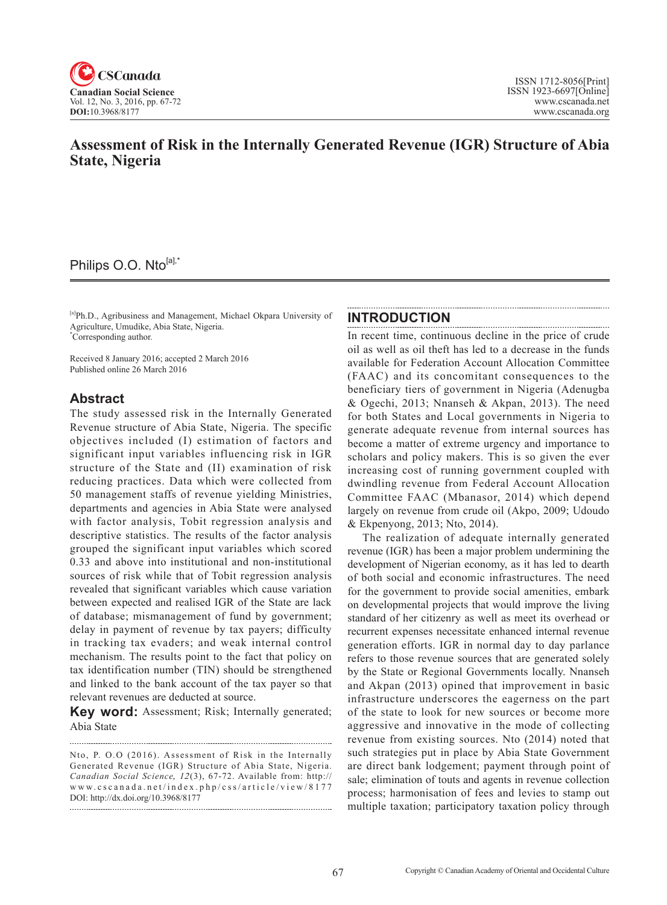# Assessment of Risk in the Internally Generated Revenue (IGR) Structure of Abia State, Nigeria

Philips O.O. Nto[a],*

[a]Ph.D., Agribusiness and Management, Michael Okpara University of Agriculture, Umudike, Abia State, Nigeria.
*Corresponding author.

Received 8 January 2016; accepted 2 March 2016
Published online 26 March 2016

## Abstract

The study assessed risk in the Internally Generated Revenue structure of Abia State, Nigeria. The specific objectives included (I) estimation of factors and significant input variables influencing risk in IGR structure of the State and (II) examination of risk reducing practices. Data which were collected from 50 management staffs of revenue yielding Ministries, departments and agencies in Abia State were analysed with factor analysis, Tobit regression analysis and descriptive statistics. The results of the factor analysis grouped the significant input variables which scored 0.33 and above into institutional and non-institutional sources of risk while that of Tobit regression analysis revealed that significant variables which cause variation between expected and realised IGR of the State are lack of database; mismanagement of fund by government; delay in payment of revenue by tax payers; difficulty in tracking tax evaders; and weak internal control mechanism. The results point to the fact that policy on tax identification number (TIN) should be strengthened and linked to the bank account of the tax payer so that relevant revenues are deducted at source.

**Key word:** Assessment; Risk; Internally generated; Abia State

Nto, P. O.O (2016). Assessment of Risk in the Internally Generated Revenue (IGR) Structure of Abia State, Nigeria. *Canadian Social Science, 12*(3), 67-72. Available from: http://www.cscanada.net/index.php/css/article/view/8177
DOI: http://dx.doi.org/10.3968/8177

## INTRODUCTION

In recent time, continuous decline in the price of crude oil as well as oil theft has led to a decrease in the funds available for Federation Account Allocation Committee (FAAC) and its concomitant consequences to the beneficiary tiers of government in Nigeria (Adenugba & Ogechi, 2013; Nnanseh & Akpan, 2013). The need for both States and Local governments in Nigeria to generate adequate revenue from internal sources has become a matter of extreme urgency and importance to scholars and policy makers. This is so given the ever increasing cost of running government coupled with dwindling revenue from Federal Account Allocation Committee FAAC (Mbanasor, 2014) which depend largely on revenue from crude oil (Akpo, 2009; Udoudo & Ekpenyong, 2013; Nto, 2014).

The realization of adequate internally generated revenue (IGR) has been a major problem undermining the development of Nigerian economy, as it has led to dearth of both social and economic infrastructures. The need for the government to provide social amenities, embark on developmental projects that would improve the living standard of her citizenry as well as meet its overhead or recurrent expenses necessitate enhanced internal revenue generation efforts. IGR in normal day to day parlance refers to those revenue sources that are generated solely by the State or Regional Governments locally. Nnanseh and Akpan (2013) opined that improvement in basic infrastructure underscores the eagerness on the part of the state to look for new sources or become more aggressive and innovative in the mode of collecting revenue from existing sources. Nto (2014) noted that such strategies put in place by Abia State Government are direct bank lodgement; payment through point of sale; elimination of touts and agents in revenue collection process; harmonisation of fees and levies to stamp out multiple taxation; participatory taxation policy through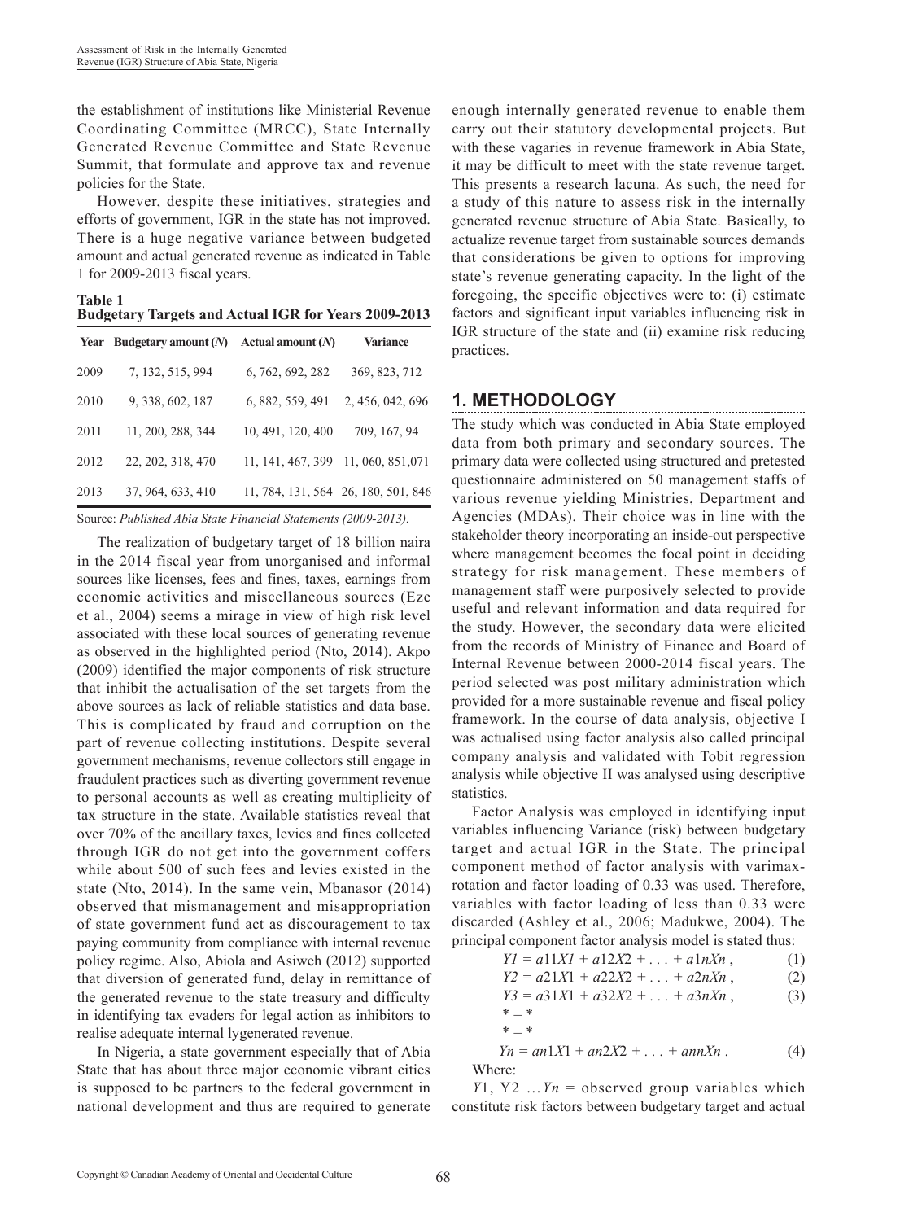the establishment of institutions like Ministerial Revenue Coordinating Committee (MRCC), State Internally Generated Revenue Committee and State Revenue Summit, that formulate and approve tax and revenue policies for the State.

However, despite these initiatives, strategies and efforts of government, IGR in the state has not improved. There is a huge negative variance between budgeted amount and actual generated revenue as indicated in Table 1 for 2009-2013 fiscal years.

**Table 1**
**Budgetary Targets and Actual IGR for Years 2009-2013**

| Year | Budgetary amount (N) | Actual amount (N) | Variance |
|---|---|---|---|
| 2009 | 7, 132, 515, 994 | 6, 762, 692, 282 | 369, 823, 712 |
| 2010 | 9, 338, 602, 187 | 6, 882, 559, 491 | 2, 456, 042, 696 |
| 2011 | 11, 200, 288, 344 | 10, 491, 120, 400 | 709, 167, 94 |
| 2012 | 22, 202, 318, 470 | 11, 141, 467, 399 | 11, 060, 851,071 |
| 2013 | 37, 964, 633, 410 | 11, 784, 131, 564 | 26, 180, 501, 846 |

Source: *Published Abia State Financial Statements (2009-2013).*

The realization of budgetary target of 18 billion naira in the 2014 fiscal year from unorganised and informal sources like licenses, fees and fines, taxes, earnings from economic activities and miscellaneous sources (Eze et al., 2004) seems a mirage in view of high risk level associated with these local sources of generating revenue as observed in the highlighted period (Nto, 2014). Akpo (2009) identified the major components of risk structure that inhibit the actualisation of the set targets from the above sources as lack of reliable statistics and data base. This is complicated by fraud and corruption on the part of revenue collecting institutions. Despite several government mechanisms, revenue collectors still engage in fraudulent practices such as diverting government revenue to personal accounts as well as creating multiplicity of tax structure in the state. Available statistics reveal that over 70% of the ancillary taxes, levies and fines collected through IGR do not get into the government coffers while about 500 of such fees and levies existed in the state (Nto, 2014). In the same vein, Mbanasor (2014) observed that mismanagement and misappropriation of state government fund act as discouragement to tax paying community from compliance with internal revenue policy regime. Also, Abiola and Asiweh (2012) supported that diversion of generated fund, delay in remittance of the generated revenue to the state treasury and difficulty in identifying tax evaders for legal action as inhibitors to realise adequate internal lygenerated revenue.

In Nigeria, a state government especially that of Abia State that has about three major economic vibrant cities is supposed to be partners to the federal government in national development and thus are required to generate enough internally generated revenue to enable them carry out their statutory developmental projects. But with these vagaries in revenue framework in Abia State, it may be difficult to meet with the state revenue target. This presents a research lacuna. As such, the need for a study of this nature to assess risk in the internally generated revenue structure of Abia State. Basically, to actualize revenue target from sustainable sources demands that considerations be given to options for improving state's revenue generating capacity. In the light of the foregoing, the specific objectives were to: (i) estimate factors and significant input variables influencing risk in IGR structure of the state and (ii) examine risk reducing practices.

## 1. METHODOLOGY

The study which was conducted in Abia State employed data from both primary and secondary sources. The primary data were collected using structured and pretested questionnaire administered on 50 management staffs of various revenue yielding Ministries, Department and Agencies (MDAs). Their choice was in line with the stakeholder theory incorporating an inside-out perspective where management becomes the focal point in deciding strategy for risk management. These members of management staff were purposively selected to provide useful and relevant information and data required for the study. However, the secondary data were elicited from the records of Ministry of Finance and Board of Internal Revenue between 2000-2014 fiscal years. The period selected was post military administration which provided for a more sustainable revenue and fiscal policy framework. In the course of data analysis, objective I was actualised using factor analysis also called principal company analysis and validated with Tobit regression analysis while objective II was analysed using descriptive statistics.

Factor Analysis was employed in identifying input variables influencing Variance (risk) between budgetary target and actual IGR in the State. The principal component method of factor analysis with varimax-rotation and factor loading of 0.33 was used. Therefore, variables with factor loading of less than 0.33 were discarded (Ashley et al., 2006; Madukwe, 2004). The principal component factor analysis model is stated thus:

$$Y1 = a11X1 + a12X2 + \ldots + a1nXn, \quad (1)$$

$$Y2 = a21X1 + a22X2 + \ldots + a2nXn, \quad (2)$$

$$Y3 = a31X1 + a32X2 + \ldots + a3nXn, \quad (3)$$

$$* = *$$

$$* = *$$

$$Yn = an1X1 + an2X2 + \ldots + annXn. \quad (4)$$

Where:

$Y1$, $Y2$ ... $Yn$ = observed group variables which constitute risk factors between budgetary target and actual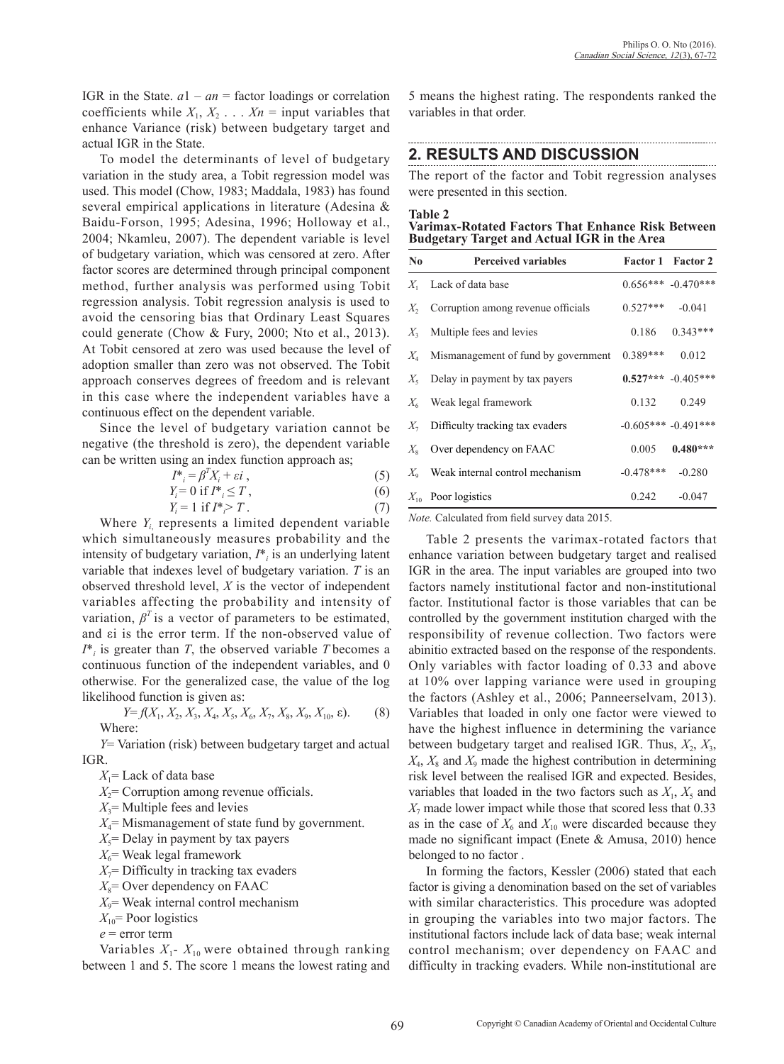IGR in the State. $a1 - an$ = factor loadings or correlation coefficients while $X_1, X_2 \ldots Xn$ = input variables that enhance Variance (risk) between budgetary target and actual IGR in the State.

To model the determinants of level of budgetary variation in the study area, a Tobit regression model was used. This model (Chow, 1983; Maddala, 1983) has found several empirical applications in literature (Adesina & Baidu-Forson, 1995; Adesina, 1996; Holloway et al., 2004; Nkamleu, 2007). The dependent variable is level of budgetary variation, which was censored at zero. After factor scores are determined through principal component method, further analysis was performed using Tobit regression analysis. Tobit regression analysis is used to avoid the censoring bias that Ordinary Least Squares could generate (Chow & Fury, 2000; Nto et al., 2013). At Tobit censored at zero was used because the level of adoption smaller than zero was not observed. The Tobit approach conserves degrees of freedom and is relevant in this case where the independent variables have a continuous effect on the dependent variable.

Since the level of budgetary variation cannot be negative (the threshold is zero), the dependent variable can be written using an index function approach as;

$$I^*_i = \beta^T X_i + \varepsilon i\,, \tag{5}$$

$$Y_i = 0 \text{ if } I^*_i \leq T\,, \tag{6}$$

$$Y_i = 1 \text{ if } I^*_i > T\,. \tag{7}$$

Where $Y_i$, represents a limited dependent variable which simultaneously measures probability and the intensity of budgetary variation, $I^*_i$ is an underlying latent variable that indexes level of budgetary variation. $T$ is an observed threshold level, $X$ is the vector of independent variables affecting the probability and intensity of variation, $\beta^T$ is a vector of parameters to be estimated, and εi is the error term. If the non-observed value of $I^*_i$ is greater than $T$, the observed variable $T$ becomes a continuous function of the independent variables, and 0 otherwise. For the generalized case, the value of the log likelihood function is given as:

$$Y = f(X_1, X_2, X_3, X_4, X_5, X_6, X_7, X_8, X_9, X_{10}, \varepsilon). \tag{8}$$

Where:

$Y$= Variation (risk) between budgetary target and actual IGR.

$X_1$= Lack of data base

$X_2$= Corruption among revenue officials.

$X_3$= Multiple fees and levies

$X_4$= Mismanagement of state fund by government.

$X_5$= Delay in payment by tax payers

$X_6$= Weak legal framework

$X_7$= Difficulty in tracking tax evaders

$X_8$= Over dependency on FAAC

$X_9$= Weak internal control mechanism

$X_{10}$= Poor logistics

$e$ = error term

Variables $X_1$- $X_{10}$ were obtained through ranking between 1 and 5. The score 1 means the lowest rating and 5 means the highest rating. The respondents ranked the variables in that order.

## 2. RESULTS AND DISCUSSION

The report of the factor and Tobit regression analyses were presented in this section.

**Table 2**
**Varimax-Rotated Factors That Enhance Risk Between Budgetary Target and Actual IGR in the Area**

| No | Perceived variables | Factor 1 | Factor 2 |
|---|---|---|---|
| $X_1$ | Lack of data base | 0.656*** | -0.470*** |
| $X_2$ | Corruption among revenue officials | 0.527*** | -0.041 |
| $X_3$ | Multiple fees and levies | 0.186 | 0.343*** |
| $X_4$ | Mismanagement of fund by government | 0.389*** | 0.012 |
| $X_5$ | Delay in payment by tax payers | **0.527*****| -0.405*** |
| $X_6$ | Weak legal framework | 0.132 | 0.249 |
| $X_7$ | Difficulty tracking tax evaders | -0.605*** | -0.491*** |
| $X_8$ | Over dependency on FAAC | 0.005 | **0.480***** |
| $X_9$ | Weak internal control mechanism | -0.478*** | -0.280 |
| $X_{10}$ | Poor logistics | 0.242 | -0.047 |

*Note.* Calculated from field survey data 2015.

Table 2 presents the varimax-rotated factors that enhance variation between budgetary target and realised IGR in the area. The input variables are grouped into two factors namely institutional factor and non-institutional factor. Institutional factor is those variables that can be controlled by the government institution charged with the responsibility of revenue collection. Two factors were abinitio extracted based on the response of the respondents. Only variables with factor loading of 0.33 and above at 10% over lapping variance were used in grouping the factors (Ashley et al., 2006; Panneerselvam, 2013). Variables that loaded in only one factor were viewed to have the highest influence in determining the variance between budgetary target and realised IGR. Thus, $X_2$, $X_3$, $X_4$, $X_8$ and $X_9$ made the highest contribution in determining risk level between the realised IGR and expected. Besides, variables that loaded in the two factors such as $X_1$, $X_5$ and $X_7$ made lower impact while those that scored less that 0.33 as in the case of $X_6$ and $X_{10}$ were discarded because they made no significant impact (Enete & Amusa, 2010) hence belonged to no factor .

In forming the factors, Kessler (2006) stated that each factor is giving a denomination based on the set of variables with similar characteristics. This procedure was adopted in grouping the variables into two major factors. The institutional factors include lack of data base; weak internal control mechanism; over dependency on FAAC and difficulty in tracking evaders. While non-institutional are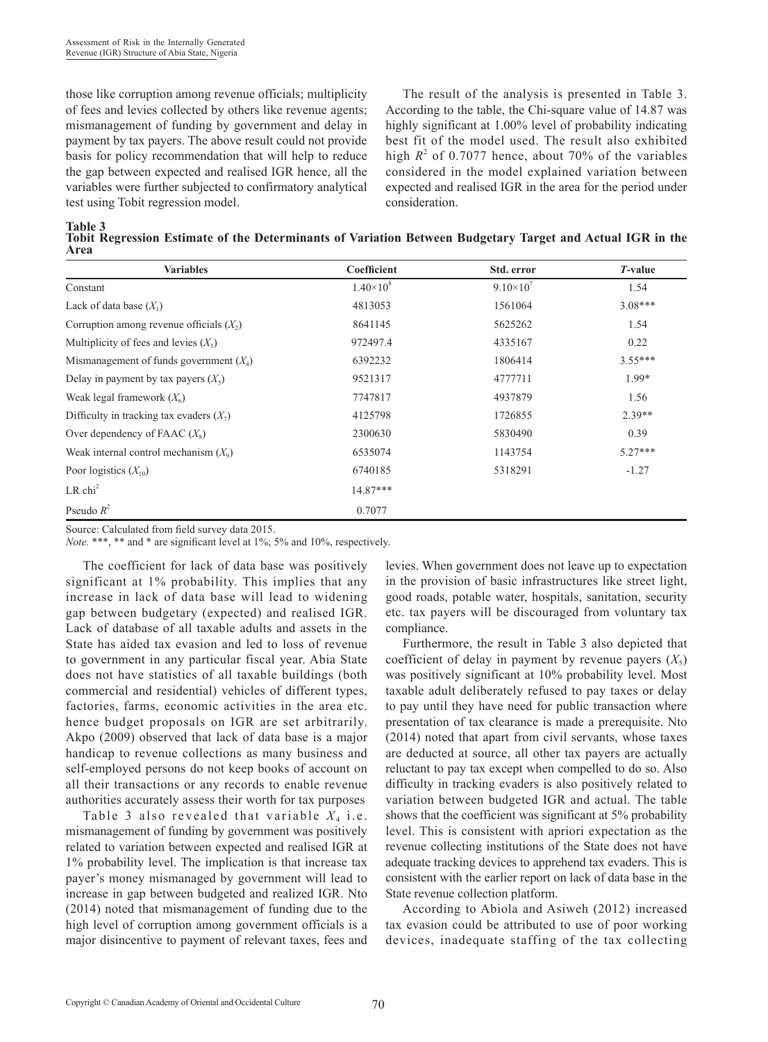those like corruption among revenue officials; multiplicity of fees and levies collected by others like revenue agents; mismanagement of funding by government and delay in payment by tax payers. The above result could not provide basis for policy recommendation that will help to reduce the gap between expected and realised IGR hence, all the variables were further subjected to confirmatory analytical test using Tobit regression model.

The result of the analysis is presented in Table 3. According to the table, the Chi-square value of 14.87 was highly significant at 1.00% level of probability indicating best fit of the model used. The result also exhibited high $R^2$ of 0.7077 hence, about 70% of the variables considered in the model explained variation between expected and realised IGR in the area for the period under consideration.

**Table 3**
**Tobit Regression Estimate of the Determinants of Variation Between Budgetary Target and Actual IGR in the Area**

| Variables | Coefficient | Std. error | *T*-value |
|---|---|---|---|
| Constant | $1.40\times10^8$ | $9.10\times10^7$ | 1.54 |
| Lack of data base ($X_1$) | 4813053 | 1561064 | 3.08*** |
| Corruption among revenue officials ($X_2$) | 8641145 | 5625262 | 1.54 |
| Multiplicity of fees and levies ($X_3$) | 972497.4 | 4335167 | 0.22 |
| Mismanagement of funds government ($X_4$) | 6392232 | 1806414 | 3.55*** |
| Delay in payment by tax payers ($X_5$) | 9521317 | 4777711 | 1.99* |
| Weak legal framework ($X_6$) | 7747817 | 4937879 | 1.56 |
| Difficulty in tracking tax evaders ($X_7$) | 4125798 | 1726855 | 2.39** |
| Over dependency of FAAC ($X_8$) | 2300630 | 5830490 | 0.39 |
| Weak internal control mechanism ($X_9$) | 6535074 | 1143754 | 5.27*** |
| Poor logistics ($X_{10}$) | 6740185 | 5318291 | -1.27 |
| LR chi$^2$ | 14.87*** | | |
| Pseudo $R^2$ | 0.7077 | | |

Source: Calculated from field survey data 2015.
*Note.* ***, ** and * are significant level at 1%; 5% and 10%, respectively.

The coefficient for lack of data base was positively significant at 1% probability. This implies that any increase in lack of data base will lead to widening gap between budgetary (expected) and realised IGR. Lack of database of all taxable adults and assets in the State has aided tax evasion and led to loss of revenue to government in any particular fiscal year. Abia State does not have statistics of all taxable buildings (both commercial and residential) vehicles of different types, factories, farms, economic activities in the area etc. hence budget proposals on IGR are set arbitrarily. Akpo (2009) observed that lack of data base is a major handicap to revenue collections as many business and self-employed persons do not keep books of account on all their transactions or any records to enable revenue authorities accurately assess their worth for tax purposes

Table 3 also revealed that variable $X_4$ i.e. mismanagement of funding by government was positively related to variation between expected and realised IGR at 1% probability level. The implication is that increase tax payer's money mismanaged by government will lead to increase in gap between budgeted and realized IGR. Nto (2014) noted that mismanagement of funding due to the high level of corruption among government officials is a major disincentive to payment of relevant taxes, fees and levies. When government does not leave up to expectation in the provision of basic infrastructures like street light, good roads, potable water, hospitals, sanitation, security etc. tax payers will be discouraged from voluntary tax compliance.

Furthermore, the result in Table 3 also depicted that coefficient of delay in payment by revenue payers ($X_5$) was positively significant at 10% probability level. Most taxable adult deliberately refused to pay taxes or delay to pay until they have need for public transaction where presentation of tax clearance is made a prerequisite. Nto (2014) noted that apart from civil servants, whose taxes are deducted at source, all other tax payers are actually reluctant to pay tax except when compelled to do so. Also difficulty in tracking evaders is also positively related to variation between budgeted IGR and actual. The table shows that the coefficient was significant at 5% probability level. This is consistent with apriori expectation as the revenue collecting institutions of the State does not have adequate tracking devices to apprehend tax evaders. This is consistent with the earlier report on lack of data base in the State revenue collection platform.

According to Abiola and Asiweh (2012) increased tax evasion could be attributed to use of poor working devices, inadequate staffing of the tax collecting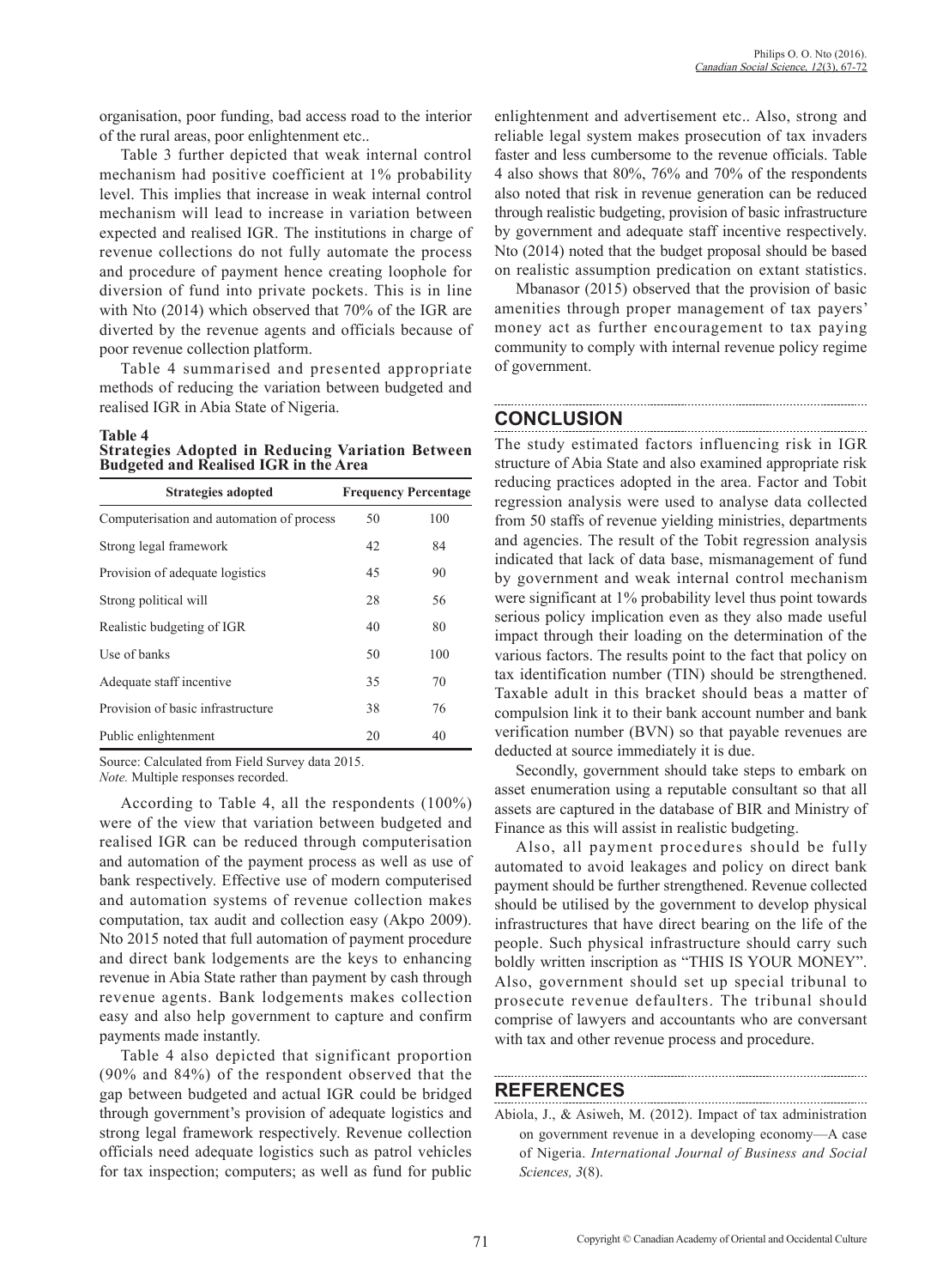organisation, poor funding, bad access road to the interior of the rural areas, poor enlightenment etc..

Table 3 further depicted that weak internal control mechanism had positive coefficient at 1% probability level. This implies that increase in weak internal control mechanism will lead to increase in variation between expected and realised IGR. The institutions in charge of revenue collections do not fully automate the process and procedure of payment hence creating loophole for diversion of fund into private pockets. This is in line with Nto (2014) which observed that 70% of the IGR are diverted by the revenue agents and officials because of poor revenue collection platform.

Table 4 summarised and presented appropriate methods of reducing the variation between budgeted and realised IGR in Abia State of Nigeria.

**Table 4**
**Strategies Adopted in Reducing Variation Between Budgeted and Realised IGR in the Area**

| Strategies adopted | Frequency | Percentage |
|---|---|---|
| Computerisation and automation of process | 50 | 100 |
| Strong legal framework | 42 | 84 |
| Provision of adequate logistics | 45 | 90 |
| Strong political will | 28 | 56 |
| Realistic budgeting of IGR | 40 | 80 |
| Use of banks | 50 | 100 |
| Adequate staff incentive | 35 | 70 |
| Provision of basic infrastructure | 38 | 76 |
| Public enlightenment | 20 | 40 |

Source: Calculated from Field Survey data 2015.
*Note.* Multiple responses recorded.

According to Table 4, all the respondents (100%) were of the view that variation between budgeted and realised IGR can be reduced through computerisation and automation of the payment process as well as use of bank respectively. Effective use of modern computerised and automation systems of revenue collection makes computation, tax audit and collection easy (Akpo 2009). Nto 2015 noted that full automation of payment procedure and direct bank lodgements are the keys to enhancing revenue in Abia State rather than payment by cash through revenue agents. Bank lodgements makes collection easy and also help government to capture and confirm payments made instantly.

Table 4 also depicted that significant proportion (90% and 84%) of the respondent observed that the gap between budgeted and actual IGR could be bridged through government's provision of adequate logistics and strong legal framework respectively. Revenue collection officials need adequate logistics such as patrol vehicles for tax inspection; computers; as well as fund for public enlightenment and advertisement etc.. Also, strong and reliable legal system makes prosecution of tax invaders faster and less cumbersome to the revenue officials. Table 4 also shows that 80%, 76% and 70% of the respondents also noted that risk in revenue generation can be reduced through realistic budgeting, provision of basic infrastructure by government and adequate staff incentive respectively. Nto (2014) noted that the budget proposal should be based on realistic assumption predication on extant statistics.

Mbanasor (2015) observed that the provision of basic amenities through proper management of tax payers' money act as further encouragement to tax paying community to comply with internal revenue policy regime of government.

## CONCLUSION

The study estimated factors influencing risk in IGR structure of Abia State and also examined appropriate risk reducing practices adopted in the area. Factor and Tobit regression analysis were used to analyse data collected from 50 staffs of revenue yielding ministries, departments and agencies. The result of the Tobit regression analysis indicated that lack of data base, mismanagement of fund by government and weak internal control mechanism were significant at 1% probability level thus point towards serious policy implication even as they also made useful impact through their loading on the determination of the various factors. The results point to the fact that policy on tax identification number (TIN) should be strengthened. Taxable adult in this bracket should beas a matter of compulsion link it to their bank account number and bank verification number (BVN) so that payable revenues are deducted at source immediately it is due.

Secondly, government should take steps to embark on asset enumeration using a reputable consultant so that all assets are captured in the database of BIR and Ministry of Finance as this will assist in realistic budgeting.

Also, all payment procedures should be fully automated to avoid leakages and policy on direct bank payment should be further strengthened. Revenue collected should be utilised by the government to develop physical infrastructures that have direct bearing on the life of the people. Such physical infrastructure should carry such boldly written inscription as "THIS IS YOUR MONEY". Also, government should set up special tribunal to prosecute revenue defaulters. The tribunal should comprise of lawyers and accountants who are conversant with tax and other revenue process and procedure.

## REFERENCES

Abiola, J., & Asiweh, M. (2012). Impact of tax administration on government revenue in a developing economy—A case of Nigeria. *International Journal of Business and Social Sciences, 3*(8).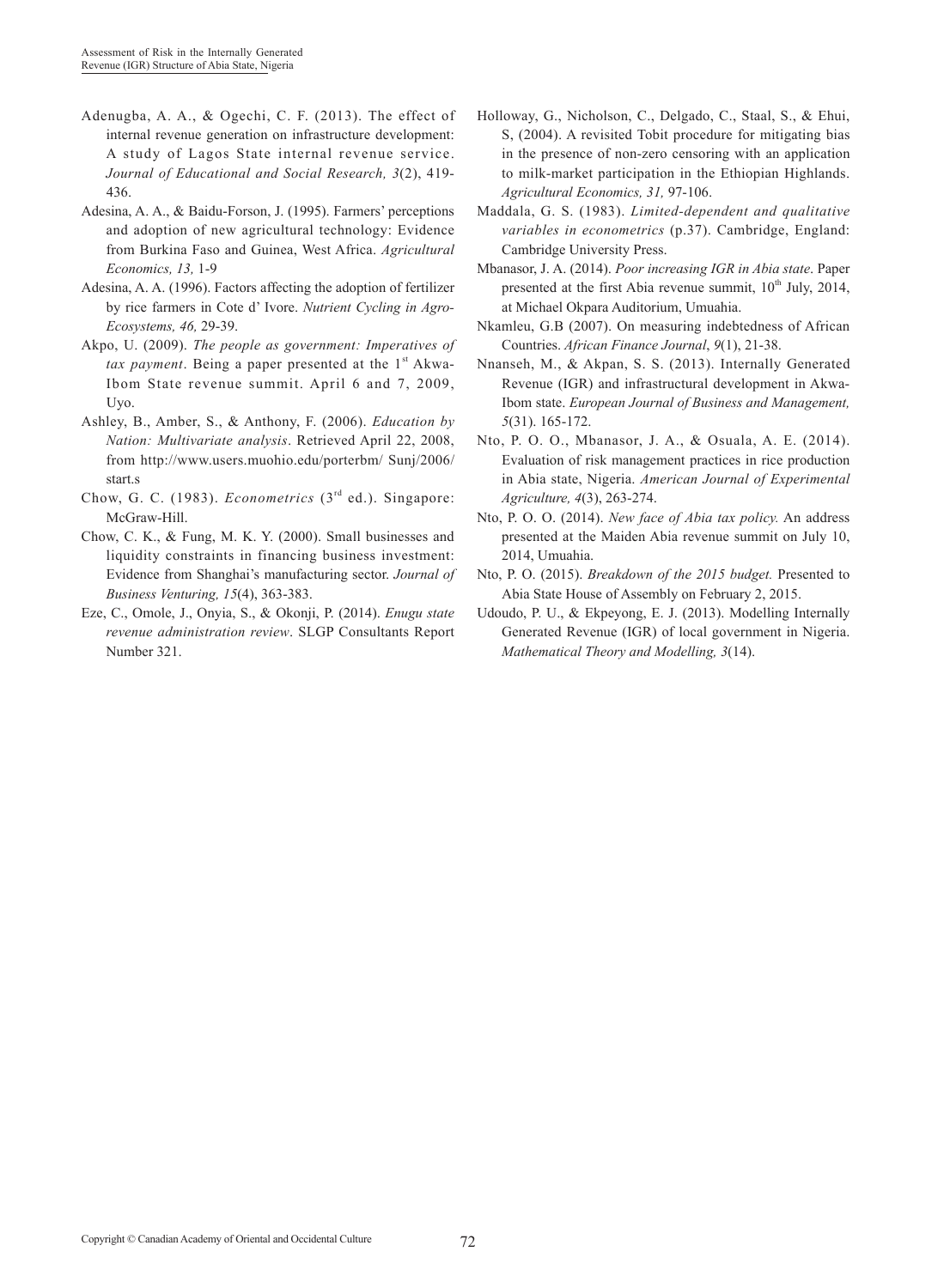Adenugba, A. A., & Ogechi, C. F. (2013). The effect of internal revenue generation on infrastructure development: A study of Lagos State internal revenue service. *Journal of Educational and Social Research, 3*(2), 419-436.

Adesina, A. A., & Baidu-Forson, J. (1995). Farmers' perceptions and adoption of new agricultural technology: Evidence from Burkina Faso and Guinea, West Africa. *Agricultural Economics, 13,* 1-9

Adesina, A. A. (1996). Factors affecting the adoption of fertilizer by rice farmers in Cote d' Ivore. *Nutrient Cycling in Agro-Ecosystems, 46,* 29-39.

Akpo, U. (2009). *The people as government: Imperatives of tax payment*. Being a paper presented at the 1st Akwa-Ibom State revenue summit. April 6 and 7, 2009, Uyo.

Ashley, B., Amber, S., & Anthony, F. (2006). *Education by Nation: Multivariate analysis*. Retrieved April 22, 2008, from http://www.users.muohio.edu/porterbm/ Sunj/2006/ start.s

Chow, G. C. (1983). *Econometrics* (3rd ed.). Singapore: McGraw-Hill.

Chow, C. K., & Fung, M. K. Y. (2000). Small businesses and liquidity constraints in financing business investment: Evidence from Shanghai's manufacturing sector. *Journal of Business Venturing, 15*(4), 363-383.

Eze, C., Omole, J., Onyia, S., & Okonji, P. (2014). *Enugu state revenue administration review*. SLGP Consultants Report Number 321.

Holloway, G., Nicholson, C., Delgado, C., Staal, S., & Ehui, S, (2004). A revisited Tobit procedure for mitigating bias in the presence of non-zero censoring with an application to milk-market participation in the Ethiopian Highlands. *Agricultural Economics, 31,* 97-106.

Maddala, G. S. (1983). *Limited-dependent and qualitative variables in econometrics* (p.37). Cambridge, England: Cambridge University Press.

Mbanasor, J. A. (2014). *Poor increasing IGR in Abia state*. Paper presented at the first Abia revenue summit, 10th July, 2014, at Michael Okpara Auditorium, Umuahia.

Nkamleu, G.B (2007). On measuring indebtedness of African Countries. *African Finance Journal*, *9*(1), 21-38.

Nnanseh, M., & Akpan, S. S. (2013). Internally Generated Revenue (IGR) and infrastructural development in Akwa-Ibom state. *European Journal of Business and Management, 5*(31). 165-172.

Nto, P. O. O., Mbanasor, J. A., & Osuala, A. E. (2014). Evaluation of risk management practices in rice production in Abia state, Nigeria. *American Journal of Experimental Agriculture, 4*(3), 263-274.

Nto, P. O. O. (2014). *New face of Abia tax policy.* An address presented at the Maiden Abia revenue summit on July 10, 2014, Umuahia.

Nto, P. O. (2015). *Breakdown of the 2015 budget.* Presented to Abia State House of Assembly on February 2, 2015.

Udoudo, P. U., & Ekpeyong, E. J. (2013). Modelling Internally Generated Revenue (IGR) of local government in Nigeria. *Mathematical Theory and Modelling, 3*(14).